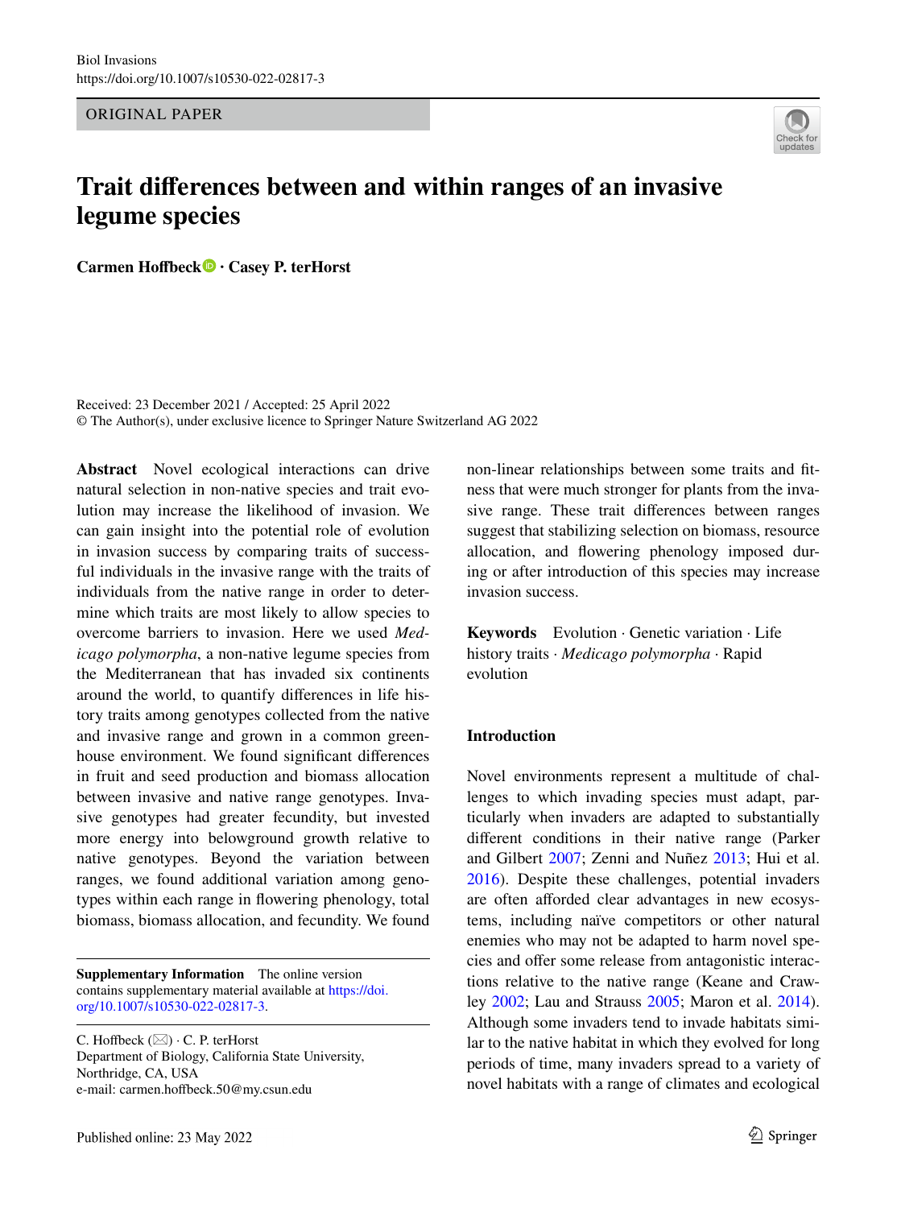ORIGINAL PAPER

# Trait differences between and within ranges of an invasive legume species

**Carmen Hoffbeck · Casey P. terHorst**

Received: 23 December 2021 / Accepted: 25 April 2022
© The Author(s), under exclusive licence to Springer Nature Switzerland AG 2022

**Abstract** Novel ecological interactions can drive natural selection in non-native species and trait evolution may increase the likelihood of invasion. We can gain insight into the potential role of evolution in invasion success by comparing traits of successful individuals in the invasive range with the traits of individuals from the native range in order to determine which traits are most likely to allow species to overcome barriers to invasion. Here we used *Medicago polymorpha*, a non-native legume species from the Mediterranean that has invaded six continents around the world, to quantify differences in life history traits among genotypes collected from the native and invasive range and grown in a common greenhouse environment. We found significant differences in fruit and seed production and biomass allocation between invasive and native range genotypes. Invasive genotypes had greater fecundity, but invested more energy into belowground growth relative to native genotypes. Beyond the variation between ranges, we found additional variation among genotypes within each range in flowering phenology, total biomass, biomass allocation, and fecundity. We found non-linear relationships between some traits and fitness that were much stronger for plants from the invasive range. These trait differences between ranges suggest that stabilizing selection on biomass, resource allocation, and flowering phenology imposed during or after introduction of this species may increase invasion success.

**Keywords** Evolution · Genetic variation · Life history traits · *Medicago polymorpha* · Rapid evolution

**Supplementary Information** The online version contains supplementary material available at https://doi.org/10.1007/s10530-022-02817-3.

C. Hoffbeck (✉) · C. P. terHorst
Department of Biology, California State University, Northridge, CA, USA
e-mail: carmen.hoffbeck.50@my.csun.edu

## Introduction

Novel environments represent a multitude of challenges to which invading species must adapt, particularly when invaders are adapted to substantially different conditions in their native range (Parker and Gilbert 2007; Zenni and Nuñez 2013; Hui et al. 2016). Despite these challenges, potential invaders are often afforded clear advantages in new ecosystems, including naïve competitors or other natural enemies who may not be adapted to harm novel species and offer some release from antagonistic interactions relative to the native range (Keane and Crawley 2002; Lau and Strauss 2005; Maron et al. 2014). Although some invaders tend to invade habitats similar to the native habitat in which they evolved for long periods of time, many invaders spread to a variety of novel habitats with a range of climates and ecological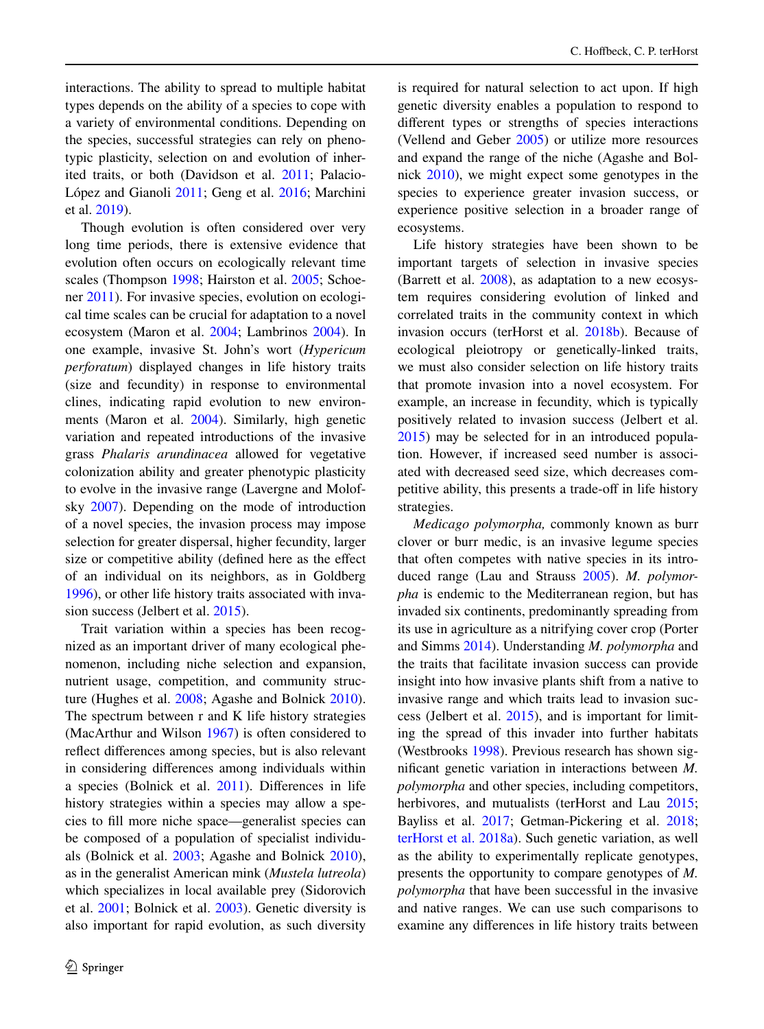interactions. The ability to spread to multiple habitat types depends on the ability of a species to cope with a variety of environmental conditions. Depending on the species, successful strategies can rely on phenotypic plasticity, selection on and evolution of inherited traits, or both (Davidson et al. 2011; Palacio-López and Gianoli 2011; Geng et al. 2016; Marchini et al. 2019).

Though evolution is often considered over very long time periods, there is extensive evidence that evolution often occurs on ecologically relevant time scales (Thompson 1998; Hairston et al. 2005; Schoener 2011). For invasive species, evolution on ecological time scales can be crucial for adaptation to a novel ecosystem (Maron et al. 2004; Lambrinos 2004). In one example, invasive St. John's wort (*Hypericum perforatum*) displayed changes in life history traits (size and fecundity) in response to environmental clines, indicating rapid evolution to new environments (Maron et al. 2004). Similarly, high genetic variation and repeated introductions of the invasive grass *Phalaris arundinacea* allowed for vegetative colonization ability and greater phenotypic plasticity to evolve in the invasive range (Lavergne and Molofsky 2007). Depending on the mode of introduction of a novel species, the invasion process may impose selection for greater dispersal, higher fecundity, larger size or competitive ability (defined here as the effect of an individual on its neighbors, as in Goldberg 1996), or other life history traits associated with invasion success (Jelbert et al. 2015).

Trait variation within a species has been recognized as an important driver of many ecological phenomenon, including niche selection and expansion, nutrient usage, competition, and community structure (Hughes et al. 2008; Agashe and Bolnick 2010). The spectrum between r and K life history strategies (MacArthur and Wilson 1967) is often considered to reflect differences among species, but is also relevant in considering differences among individuals within a species (Bolnick et al. 2011). Differences in life history strategies within a species may allow a species to fill more niche space—generalist species can be composed of a population of specialist individuals (Bolnick et al. 2003; Agashe and Bolnick 2010), as in the generalist American mink (*Mustela lutreola*) which specializes in local available prey (Sidorovich et al. 2001; Bolnick et al. 2003). Genetic diversity is also important for rapid evolution, as such diversity is required for natural selection to act upon. If high genetic diversity enables a population to respond to different types or strengths of species interactions (Vellend and Geber 2005) or utilize more resources and expand the range of the niche (Agashe and Bolnick 2010), we might expect some genotypes in the species to experience greater invasion success, or experience positive selection in a broader range of ecosystems.

Life history strategies have been shown to be important targets of selection in invasive species (Barrett et al. 2008), as adaptation to a new ecosystem requires considering evolution of linked and correlated traits in the community context in which invasion occurs (terHorst et al. 2018b). Because of ecological pleiotropy or genetically-linked traits, we must also consider selection on life history traits that promote invasion into a novel ecosystem. For example, an increase in fecundity, which is typically positively related to invasion success (Jelbert et al. 2015) may be selected for in an introduced population. However, if increased seed number is associated with decreased seed size, which decreases competitive ability, this presents a trade-off in life history strategies.

*Medicago polymorpha,* commonly known as burr clover or burr medic, is an invasive legume species that often competes with native species in its introduced range (Lau and Strauss 2005). *M. polymorpha* is endemic to the Mediterranean region, but has invaded six continents, predominantly spreading from its use in agriculture as a nitrifying cover crop (Porter and Simms 2014). Understanding *M. polymorpha* and the traits that facilitate invasion success can provide insight into how invasive plants shift from a native to invasive range and which traits lead to invasion success (Jelbert et al. 2015), and is important for limiting the spread of this invader into further habitats (Westbrooks 1998). Previous research has shown significant genetic variation in interactions between *M. polymorpha* and other species, including competitors, herbivores, and mutualists (terHorst and Lau 2015; Bayliss et al. 2017; Getman-Pickering et al. 2018; terHorst et al. 2018a). Such genetic variation, as well as the ability to experimentally replicate genotypes, presents the opportunity to compare genotypes of *M. polymorpha* that have been successful in the invasive and native ranges. We can use such comparisons to examine any differences in life history traits between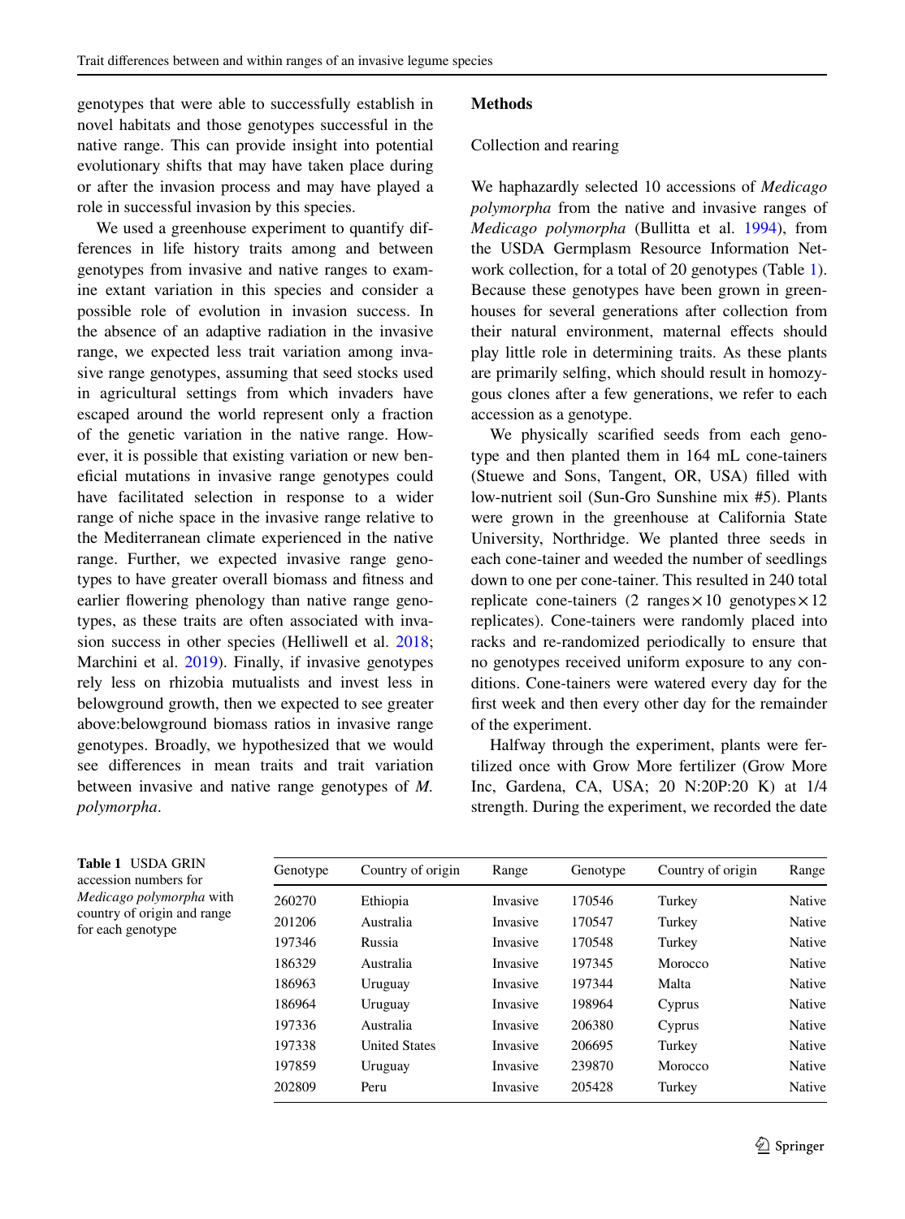genotypes that were able to successfully establish in novel habitats and those genotypes successful in the native range. This can provide insight into potential evolutionary shifts that may have taken place during or after the invasion process and may have played a role in successful invasion by this species.

We used a greenhouse experiment to quantify differences in life history traits among and between genotypes from invasive and native ranges to examine extant variation in this species and consider a possible role of evolution in invasion success. In the absence of an adaptive radiation in the invasive range, we expected less trait variation among invasive range genotypes, assuming that seed stocks used in agricultural settings from which invaders have escaped around the world represent only a fraction of the genetic variation in the native range. However, it is possible that existing variation or new beneficial mutations in invasive range genotypes could have facilitated selection in response to a wider range of niche space in the invasive range relative to the Mediterranean climate experienced in the native range. Further, we expected invasive range genotypes to have greater overall biomass and fitness and earlier flowering phenology than native range genotypes, as these traits are often associated with invasion success in other species (Helliwell et al. 2018; Marchini et al. 2019). Finally, if invasive genotypes rely less on rhizobia mutualists and invest less in belowground growth, then we expected to see greater above:belowground biomass ratios in invasive range genotypes. Broadly, we hypothesized that we would see differences in mean traits and trait variation between invasive and native range genotypes of *M. polymorpha*.

## Methods

### Collection and rearing

We haphazardly selected 10 accessions of *Medicago polymorpha* from the native and invasive ranges of *Medicago polymorpha* (Bullitta et al. 1994), from the USDA Germplasm Resource Information Network collection, for a total of 20 genotypes (Table 1). Because these genotypes have been grown in greenhouses for several generations after collection from their natural environment, maternal effects should play little role in determining traits. As these plants are primarily selfing, which should result in homozygous clones after a few generations, we refer to each accession as a genotype.

We physically scarified seeds from each genotype and then planted them in 164 mL cone-tainers (Stuewe and Sons, Tangent, OR, USA) filled with low-nutrient soil (Sun-Gro Sunshine mix #5). Plants were grown in the greenhouse at California State University, Northridge. We planted three seeds in each cone-tainer and weeded the number of seedlings down to one per cone-tainer. This resulted in 240 total replicate cone-tainers (2 ranges × 10 genotypes × 12 replicates). Cone-tainers were randomly placed into racks and re-randomized periodically to ensure that no genotypes received uniform exposure to any conditions. Cone-tainers were watered every day for the first week and then every other day for the remainder of the experiment.

Halfway through the experiment, plants were fertilized once with Grow More fertilizer (Grow More Inc, Gardena, CA, USA; 20 N:20P:20 K) at 1/4 strength. During the experiment, we recorded the date

**Table 1** USDA GRIN accession numbers for *Medicago polymorpha* with country of origin and range for each genotype

| Genotype | Country of origin | Range | Genotype | Country of origin | Range |
|---|---|---|---|---|---|
| 260270 | Ethiopia | Invasive | 170546 | Turkey | Native |
| 201206 | Australia | Invasive | 170547 | Turkey | Native |
| 197346 | Russia | Invasive | 170548 | Turkey | Native |
| 186329 | Australia | Invasive | 197345 | Morocco | Native |
| 186963 | Uruguay | Invasive | 197344 | Malta | Native |
| 186964 | Uruguay | Invasive | 198964 | Cyprus | Native |
| 197336 | Australia | Invasive | 206380 | Cyprus | Native |
| 197338 | United States | Invasive | 206695 | Turkey | Native |
| 197859 | Uruguay | Invasive | 239870 | Morocco | Native |
| 202809 | Peru | Invasive | 205428 | Turkey | Native |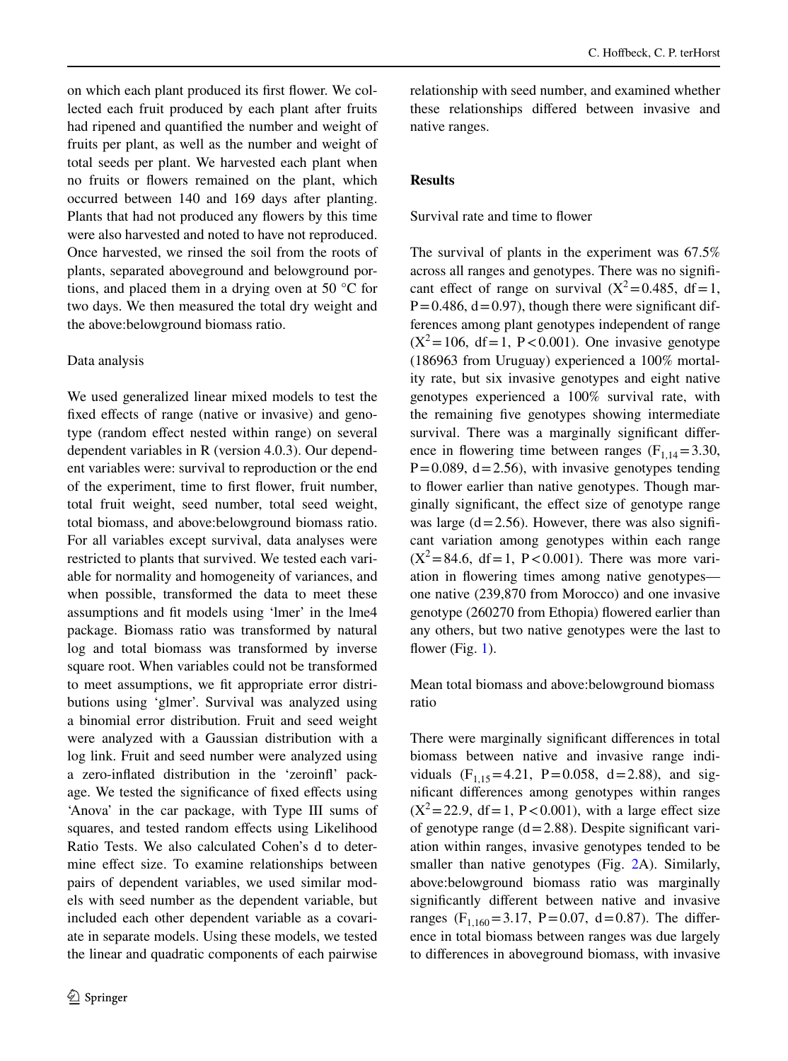on which each plant produced its first flower. We collected each fruit produced by each plant after fruits had ripened and quantified the number and weight of fruits per plant, as well as the number and weight of total seeds per plant. We harvested each plant when no fruits or flowers remained on the plant, which occurred between 140 and 169 days after planting. Plants that had not produced any flowers by this time were also harvested and noted to have not reproduced. Once harvested, we rinsed the soil from the roots of plants, separated aboveground and belowground portions, and placed them in a drying oven at 50 °C for two days. We then measured the total dry weight and the above:belowground biomass ratio.

### Data analysis

We used generalized linear mixed models to test the fixed effects of range (native or invasive) and genotype (random effect nested within range) on several dependent variables in R (version 4.0.3). Our dependent variables were: survival to reproduction or the end of the experiment, time to first flower, fruit number, total fruit weight, seed number, total seed weight, total biomass, and above:belowground biomass ratio. For all variables except survival, data analyses were restricted to plants that survived. We tested each variable for normality and homogeneity of variances, and when possible, transformed the data to meet these assumptions and fit models using 'lmer' in the lme4 package. Biomass ratio was transformed by natural log and total biomass was transformed by inverse square root. When variables could not be transformed to meet assumptions, we fit appropriate error distributions using 'glmer'. Survival was analyzed using a binomial error distribution. Fruit and seed weight were analyzed with a Gaussian distribution with a log link. Fruit and seed number were analyzed using a zero-inflated distribution in the 'zeroinfl' package. We tested the significance of fixed effects using 'Anova' in the car package, with Type III sums of squares, and tested random effects using Likelihood Ratio Tests. We also calculated Cohen's d to determine effect size. To examine relationships between pairs of dependent variables, we used similar models with seed number as the dependent variable, but included each other dependent variable as a covariate in separate models. Using these models, we tested the linear and quadratic components of each pairwise relationship with seed number, and examined whether these relationships differed between invasive and native ranges.

## Results

### Survival rate and time to flower

The survival of plants in the experiment was 67.5% across all ranges and genotypes. There was no significant effect of range on survival ($X^2 = 0.485$, $df = 1$, $P = 0.486$, $d = 0.97$), though there were significant differences among plant genotypes independent of range ($X^2 = 106$, $df = 1$, $P < 0.001$). One invasive genotype (186963 from Uruguay) experienced a 100% mortality rate, but six invasive genotypes and eight native genotypes experienced a 100% survival rate, with the remaining five genotypes showing intermediate survival. There was a marginally significant difference in flowering time between ranges ($F_{1,14} = 3.30$, $P = 0.089$, $d = 2.56$), with invasive genotypes tending to flower earlier than native genotypes. Though marginally significant, the effect size of genotype range was large ($d = 2.56$). However, there was also significant variation among genotypes within each range ($X^2 = 84.6$, $df = 1$, $P < 0.001$). There was more variation in flowering times among native genotypes—one native (239,870 from Morocco) and one invasive genotype (260270 from Ethopia) flowered earlier than any others, but two native genotypes were the last to flower (Fig. 1).

### Mean total biomass and above:belowground biomass ratio

There were marginally significant differences in total biomass between native and invasive range individuals ($F_{1,15} = 4.21$, $P = 0.058$, $d = 2.88$), and significant differences among genotypes within ranges ($X^2 = 22.9$, $df = 1$, $P < 0.001$), with a large effect size of genotype range ($d = 2.88$). Despite significant variation within ranges, invasive genotypes tended to be smaller than native genotypes (Fig. 2A). Similarly, above:belowground biomass ratio was marginally significantly different between native and invasive ranges ($F_{1,160} = 3.17$, $P = 0.07$, $d = 0.87$). The difference in total biomass between ranges was due largely to differences in aboveground biomass, with invasive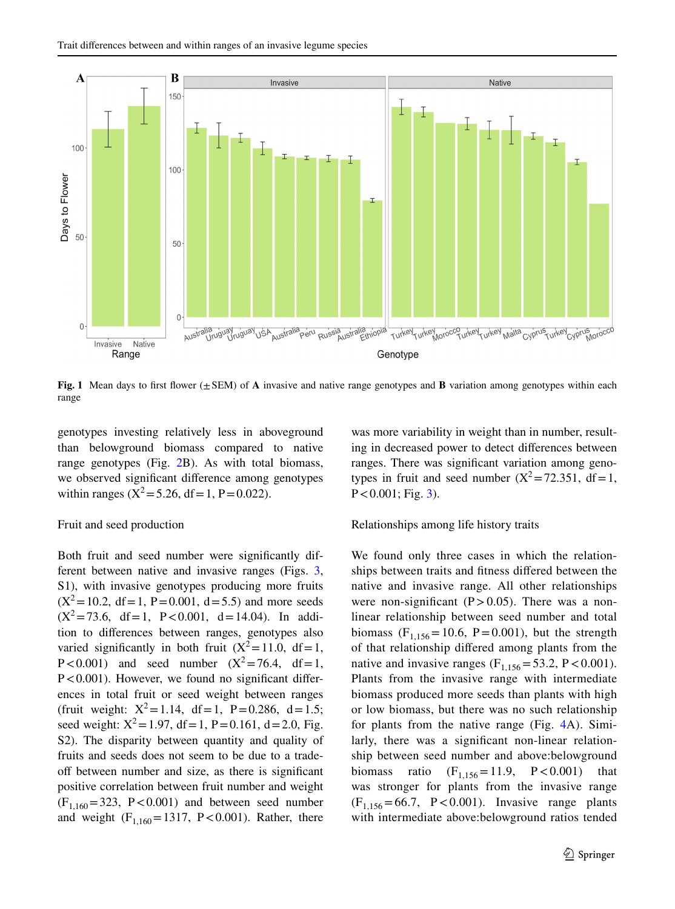Fig. 1 Mean days to first flower (± SEM) of **A** invasive and native range genotypes and **B** variation among genotypes within each range

genotypes investing relatively less in aboveground than belowground biomass compared to native range genotypes (Fig. 2B). As with total biomass, we observed significant difference among genotypes within ranges ($X^2 = 5.26$, df = 1, P = 0.022).

### Fruit and seed production

Both fruit and seed number were significantly different between native and invasive ranges (Figs. 3, S1), with invasive genotypes producing more fruits ($X^2 = 10.2$, df = 1, P = 0.001, d = 5.5) and more seeds ($X^2 = 73.6$, df = 1, P < 0.001, d = 14.04). In addition to differences between ranges, genotypes also varied significantly in both fruit ($X^2 = 11.0$, df = 1, P < 0.001) and seed number ($X^2 = 76.4$, df = 1, P < 0.001). However, we found no significant differences in total fruit or seed weight between ranges (fruit weight: $X^2 = 1.14$, df = 1, P = 0.286, d = 1.5; seed weight: $X^2 = 1.97$, df = 1, P = 0.161, d = 2.0, Fig. S2). The disparity between quantity and quality of fruits and seeds does not seem to be due to a tradeoff between number and size, as there is significant positive correlation between fruit number and weight ($F_{1,160} = 323$, P < 0.001) and between seed number and weight ($F_{1,160} = 1317$, P < 0.001). Rather, there was more variability in weight than in number, resulting in decreased power to detect differences between ranges. There was significant variation among genotypes in fruit and seed number ($X^2 = 72.351$, df = 1, P < 0.001; Fig. 3).

### Relationships among life history traits

We found only three cases in which the relationships between traits and fitness differed between the native and invasive range. All other relationships were non-significant (P > 0.05). There was a nonlinear relationship between seed number and total biomass ($F_{1,156} = 10.6$, P = 0.001), but the strength of that relationship differed among plants from the native and invasive ranges ($F_{1,156} = 53.2$, P < 0.001). Plants from the invasive range with intermediate biomass produced more seeds than plants with high or low biomass, but there was no such relationship for plants from the native range (Fig. 4A). Similarly, there was a significant non-linear relationship between seed number and above:belowground biomass ratio ($F_{1,156} = 11.9$, P < 0.001) that was stronger for plants from the invasive range ($F_{1,156} = 66.7$, P < 0.001). Invasive range plants with intermediate above:belowground ratios tended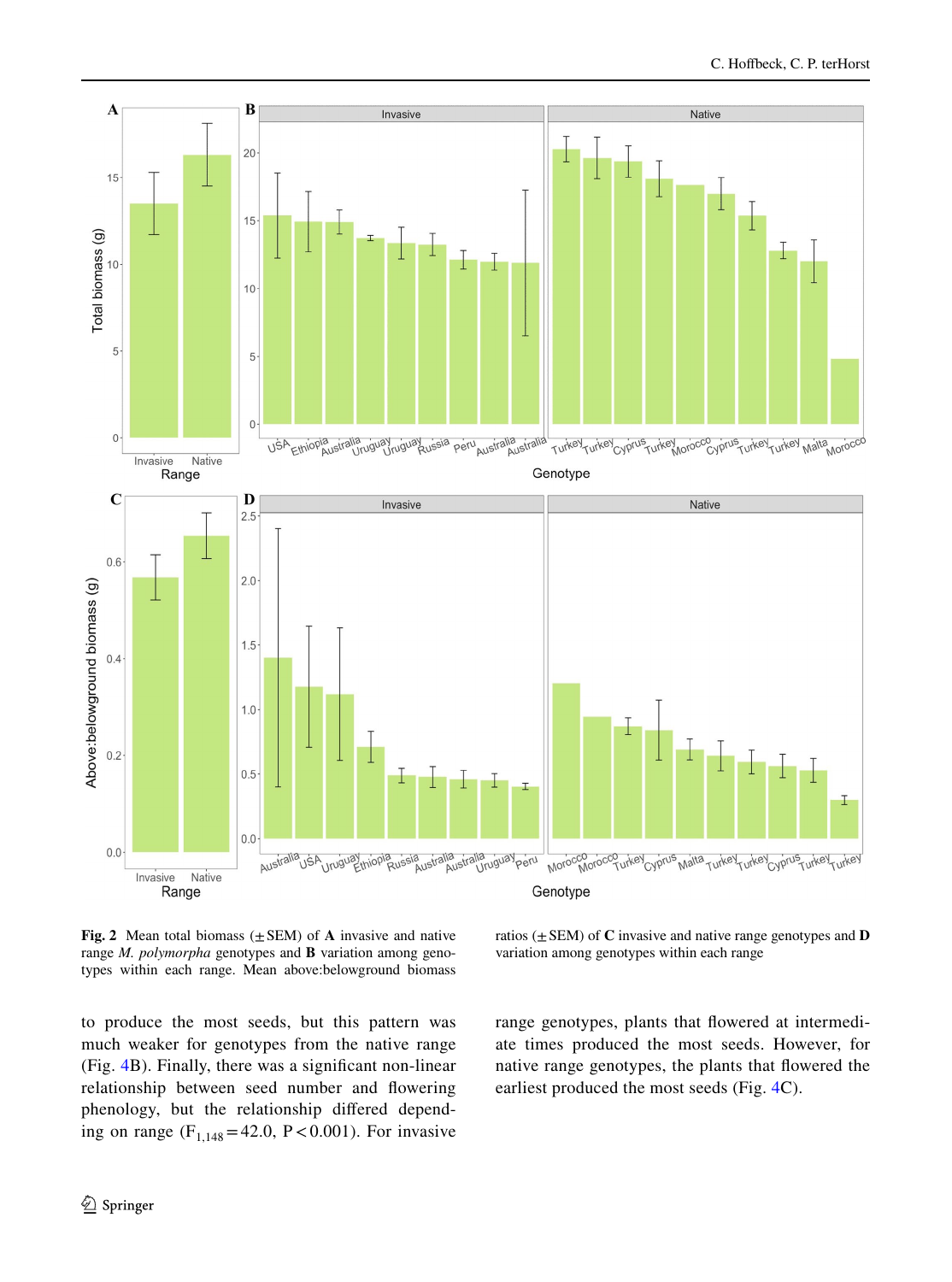**Fig. 2** Mean total biomass (± SEM) of **A** invasive and native range *M. polymorpha* genotypes and **B** variation among genotypes within each range. Mean above:belowground biomass ratios (± SEM) of **C** invasive and native range genotypes and **D** variation among genotypes within each range

to produce the most seeds, but this pattern was much weaker for genotypes from the native range (Fig. 4B). Finally, there was a significant non-linear relationship between seed number and flowering phenology, but the relationship differed depending on range ($F_{1,148} = 42.0$, $P < 0.001$). For invasive range genotypes, plants that flowered at intermediate times produced the most seeds. However, for native range genotypes, the plants that flowered the earliest produced the most seeds (Fig. 4C).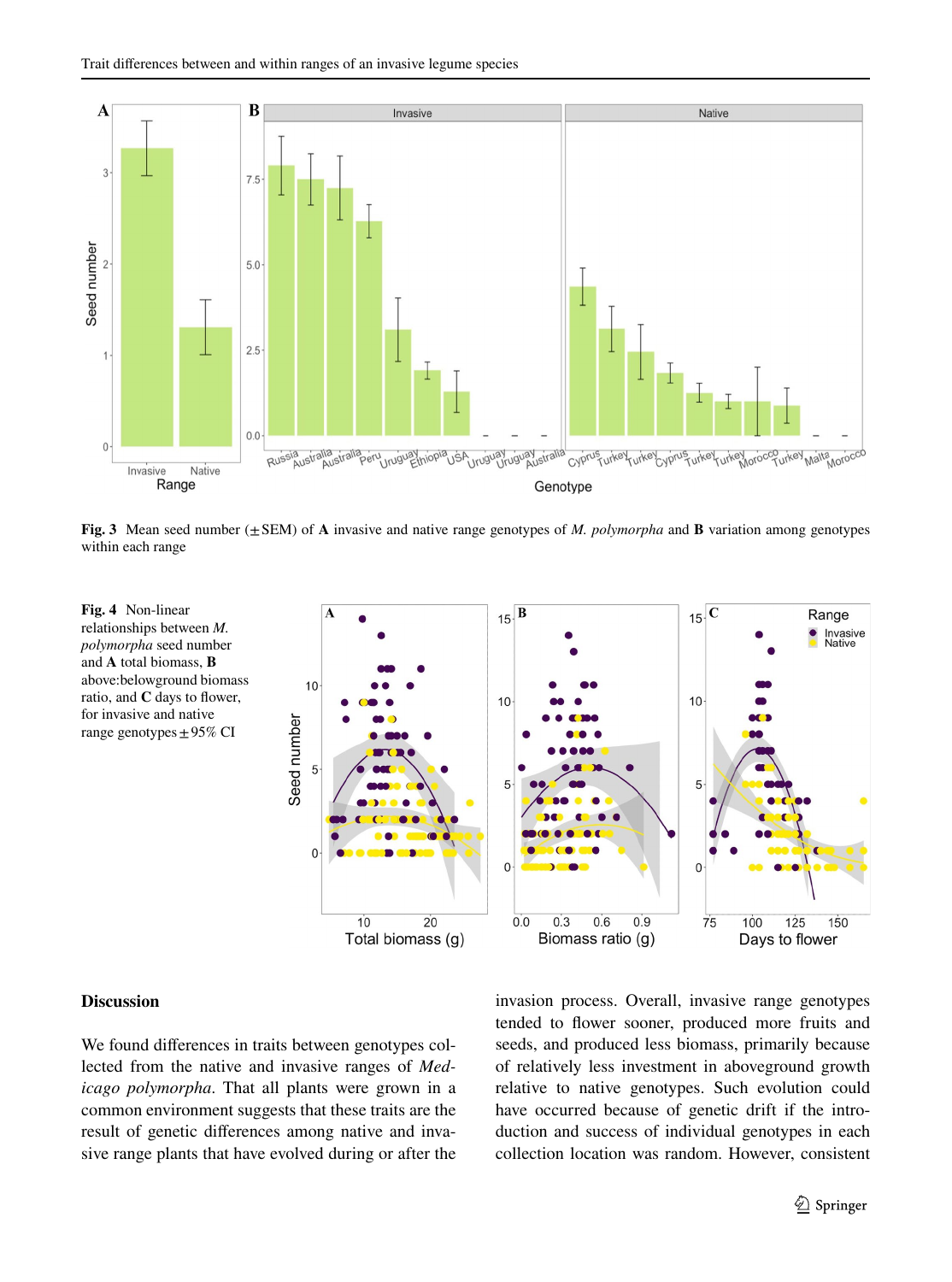Fig. 3 Mean seed number (± SEM) of **A** invasive and native range genotypes of *M. polymorpha* and **B** variation among genotypes within each range

**Fig. 4** Non-linear relationships between *M. polymorpha* seed number and **A** total biomass, **B** above:belowground biomass ratio, and **C** days to flower, for invasive and native range genotypes ± 95% CI

## Discussion

We found differences in traits between genotypes collected from the native and invasive ranges of *Medicago polymorpha*. That all plants were grown in a common environment suggests that these traits are the result of genetic differences among native and invasive range plants that have evolved during or after the invasion process. Overall, invasive range genotypes tended to flower sooner, produced more fruits and seeds, and produced less biomass, primarily because of relatively less investment in aboveground growth relative to native genotypes. Such evolution could have occurred because of genetic drift if the introduction and success of individual genotypes in each collection location was random. However, consistent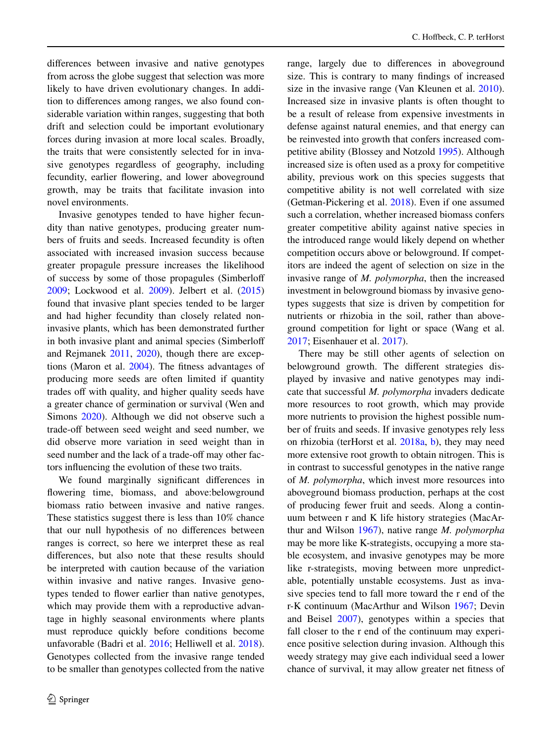differences between invasive and native genotypes from across the globe suggest that selection was more likely to have driven evolutionary changes. In addition to differences among ranges, we also found considerable variation within ranges, suggesting that both drift and selection could be important evolutionary forces during invasion at more local scales. Broadly, the traits that were consistently selected for in invasive genotypes regardless of geography, including fecundity, earlier flowering, and lower aboveground growth, may be traits that facilitate invasion into novel environments.

Invasive genotypes tended to have higher fecundity than native genotypes, producing greater numbers of fruits and seeds. Increased fecundity is often associated with increased invasion success because greater propagule pressure increases the likelihood of success by some of those propagules (Simberloff 2009; Lockwood et al. 2009). Jelbert et al. (2015) found that invasive plant species tended to be larger and had higher fecundity than closely related non-invasive plants, which has been demonstrated further in both invasive plant and animal species (Simberloff and Rejmanek 2011, 2020), though there are exceptions (Maron et al. 2004). The fitness advantages of producing more seeds are often limited if quantity trades off with quality, and higher quality seeds have a greater chance of germination or survival (Wen and Simons 2020). Although we did not observe such a trade-off between seed weight and seed number, we did observe more variation in seed weight than in seed number and the lack of a trade-off may other factors influencing the evolution of these two traits.

We found marginally significant differences in flowering time, biomass, and above:belowground biomass ratio between invasive and native ranges. These statistics suggest there is less than 10% chance that our null hypothesis of no differences between ranges is correct, so here we interpret these as real differences, but also note that these results should be interpreted with caution because of the variation within invasive and native ranges. Invasive genotypes tended to flower earlier than native genotypes, which may provide them with a reproductive advantage in highly seasonal environments where plants must reproduce quickly before conditions become unfavorable (Badri et al. 2016; Helliwell et al. 2018). Genotypes collected from the invasive range tended to be smaller than genotypes collected from the native range, largely due to differences in aboveground size. This is contrary to many findings of increased size in the invasive range (Van Kleunen et al. 2010). Increased size in invasive plants is often thought to be a result of release from expensive investments in defense against natural enemies, and that energy can be reinvested into growth that confers increased competitive ability (Blossey and Notzold 1995). Although increased size is often used as a proxy for competitive ability, previous work on this species suggests that competitive ability is not well correlated with size (Getman-Pickering et al. 2018). Even if one assumed such a correlation, whether increased biomass confers greater competitive ability against native species in the introduced range would likely depend on whether competition occurs above or belowground. If competitors are indeed the agent of selection on size in the invasive range of *M. polymorpha*, then the increased investment in belowground biomass by invasive genotypes suggests that size is driven by competition for nutrients or rhizobia in the soil, rather than aboveground competition for light or space (Wang et al. 2017; Eisenhauer et al. 2017).

There may be still other agents of selection on belowground growth. The different strategies displayed by invasive and native genotypes may indicate that successful *M. polymorpha* invaders dedicate more resources to root growth, which may provide more nutrients to provision the highest possible number of fruits and seeds. If invasive genotypes rely less on rhizobia (terHorst et al. 2018a, b), they may need more extensive root growth to obtain nitrogen. This is in contrast to successful genotypes in the native range of *M. polymorpha*, which invest more resources into aboveground biomass production, perhaps at the cost of producing fewer fruit and seeds. Along a continuum between r and K life history strategies (MacArthur and Wilson 1967), native range *M. polymorpha* may be more like K-strategists, occupying a more stable ecosystem, and invasive genotypes may be more like r-strategists, moving between more unpredictable, potentially unstable ecosystems. Just as invasive species tend to fall more toward the r end of the r-K continuum (MacArthur and Wilson 1967; Devin and Beisel 2007), genotypes within a species that fall closer to the r end of the continuum may experience positive selection during invasion. Although this weedy strategy may give each individual seed a lower chance of survival, it may allow greater net fitness of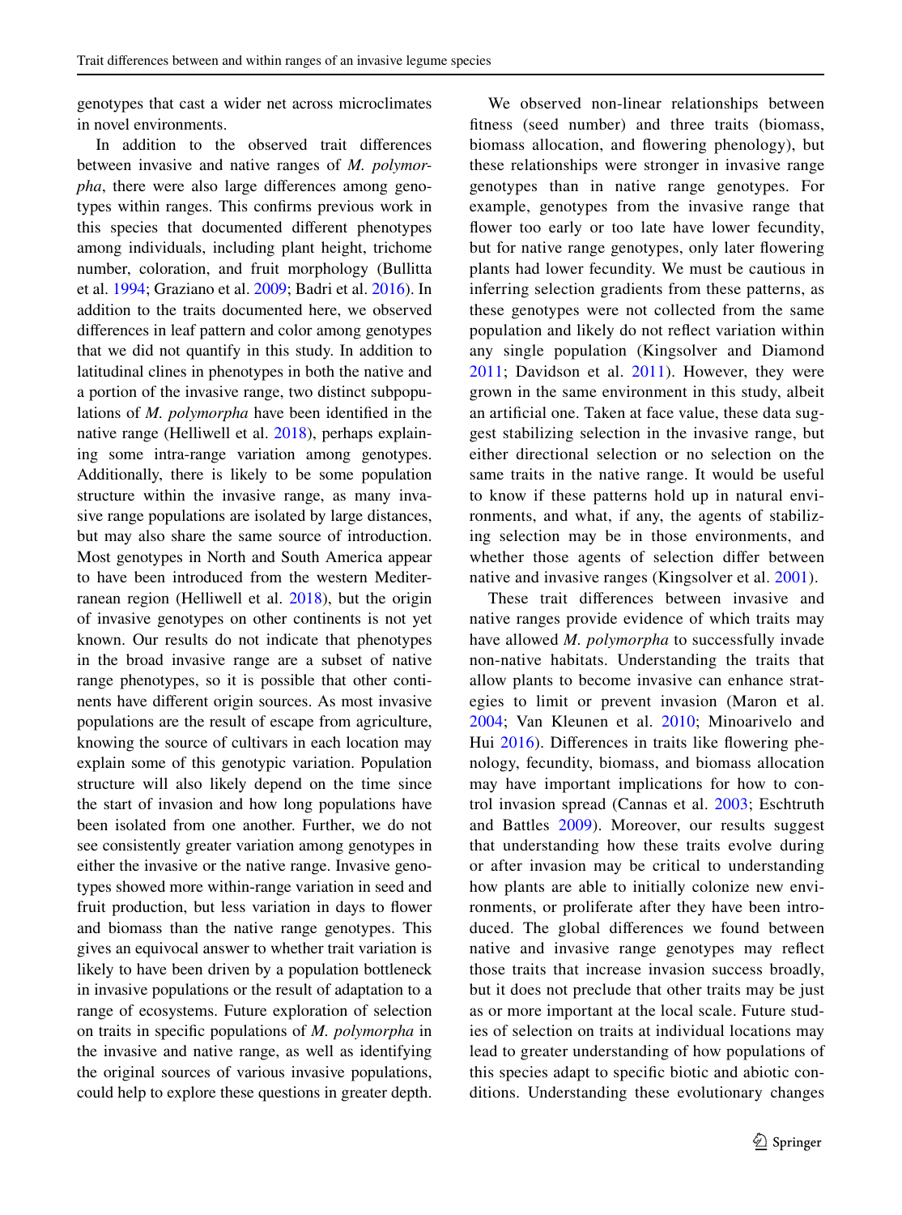genotypes that cast a wider net across microclimates in novel environments.

In addition to the observed trait differences between invasive and native ranges of *M. polymorpha*, there were also large differences among genotypes within ranges. This confirms previous work in this species that documented different phenotypes among individuals, including plant height, trichome number, coloration, and fruit morphology (Bullitta et al. 1994; Graziano et al. 2009; Badri et al. 2016). In addition to the traits documented here, we observed differences in leaf pattern and color among genotypes that we did not quantify in this study. In addition to latitudinal clines in phenotypes in both the native and a portion of the invasive range, two distinct subpopulations of *M. polymorpha* have been identified in the native range (Helliwell et al. 2018), perhaps explaining some intra-range variation among genotypes. Additionally, there is likely to be some population structure within the invasive range, as many invasive range populations are isolated by large distances, but may also share the same source of introduction. Most genotypes in North and South America appear to have been introduced from the western Mediterranean region (Helliwell et al. 2018), but the origin of invasive genotypes on other continents is not yet known. Our results do not indicate that phenotypes in the broad invasive range are a subset of native range phenotypes, so it is possible that other continents have different origin sources. As most invasive populations are the result of escape from agriculture, knowing the source of cultivars in each location may explain some of this genotypic variation. Population structure will also likely depend on the time since the start of invasion and how long populations have been isolated from one another. Further, we do not see consistently greater variation among genotypes in either the invasive or the native range. Invasive genotypes showed more within-range variation in seed and fruit production, but less variation in days to flower and biomass than the native range genotypes. This gives an equivocal answer to whether trait variation is likely to have been driven by a population bottleneck in invasive populations or the result of adaptation to a range of ecosystems. Future exploration of selection on traits in specific populations of *M. polymorpha* in the invasive and native range, as well as identifying the original sources of various invasive populations, could help to explore these questions in greater depth.

We observed non-linear relationships between fitness (seed number) and three traits (biomass, biomass allocation, and flowering phenology), but these relationships were stronger in invasive range genotypes than in native range genotypes. For example, genotypes from the invasive range that flower too early or too late have lower fecundity, but for native range genotypes, only later flowering plants had lower fecundity. We must be cautious in inferring selection gradients from these patterns, as these genotypes were not collected from the same population and likely do not reflect variation within any single population (Kingsolver and Diamond 2011; Davidson et al. 2011). However, they were grown in the same environment in this study, albeit an artificial one. Taken at face value, these data suggest stabilizing selection in the invasive range, but either directional selection or no selection on the same traits in the native range. It would be useful to know if these patterns hold up in natural environments, and what, if any, the agents of stabilizing selection may be in those environments, and whether those agents of selection differ between native and invasive ranges (Kingsolver et al. 2001).

These trait differences between invasive and native ranges provide evidence of which traits may have allowed *M. polymorpha* to successfully invade non-native habitats. Understanding the traits that allow plants to become invasive can enhance strategies to limit or prevent invasion (Maron et al. 2004; Van Kleunen et al. 2010; Minoarivelo and Hui 2016). Differences in traits like flowering phenology, fecundity, biomass, and biomass allocation may have important implications for how to control invasion spread (Cannas et al. 2003; Eschtruth and Battles 2009). Moreover, our results suggest that understanding how these traits evolve during or after invasion may be critical to understanding how plants are able to initially colonize new environments, or proliferate after they have been introduced. The global differences we found between native and invasive range genotypes may reflect those traits that increase invasion success broadly, but it does not preclude that other traits may be just as or more important at the local scale. Future studies of selection on traits at individual locations may lead to greater understanding of how populations of this species adapt to specific biotic and abiotic conditions. Understanding these evolutionary changes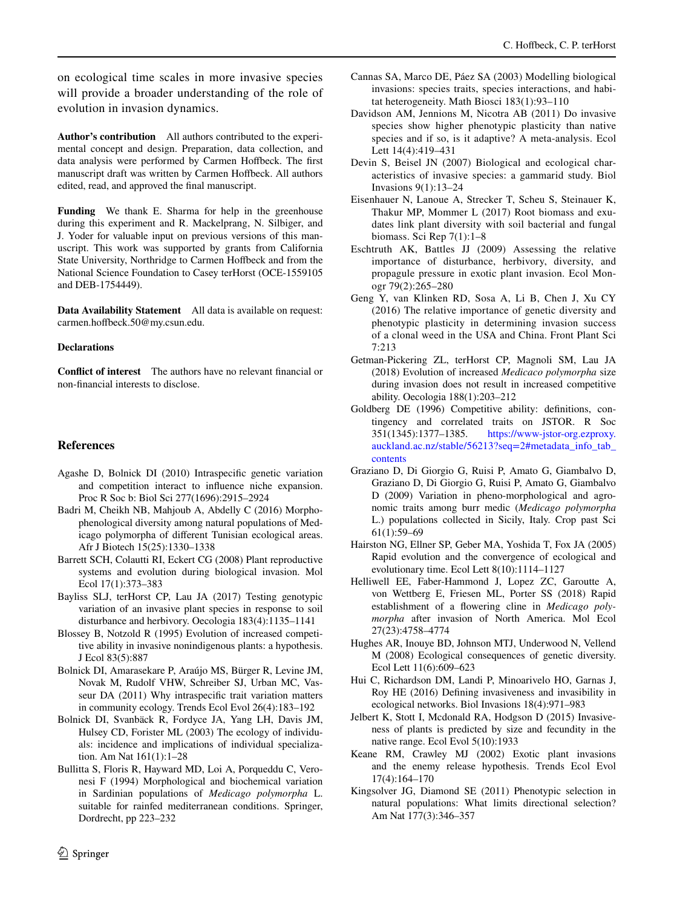on ecological time scales in more invasive species will provide a broader understanding of the role of evolution in invasion dynamics.

**Author's contribution** All authors contributed to the experimental concept and design. Preparation, data collection, and data analysis were performed by Carmen Hoffbeck. The first manuscript draft was written by Carmen Hoffbeck. All authors edited, read, and approved the final manuscript.

**Funding** We thank E. Sharma for help in the greenhouse during this experiment and R. Mackelprang, N. Silbiger, and J. Yoder for valuable input on previous versions of this manuscript. This work was supported by grants from California State University, Northridge to Carmen Hoffbeck and from the National Science Foundation to Casey terHorst (OCE-1559105 and DEB-1754449).

**Data Availability Statement** All data is available on request: carmen.hoffbeck.50@my.csun.edu.

**Declarations**

**Conflict of interest** The authors have no relevant financial or non-financial interests to disclose.

## References

Agashe D, Bolnick DI (2010) Intraspecific genetic variation and competition interact to influence niche expansion. Proc R Soc b: Biol Sci 277(1696):2915–2924

Badri M, Cheikh NB, Mahjoub A, Abdelly C (2016) Morpho-phenological diversity among natural populations of Medicago polymorpha of different Tunisian ecological areas. Afr J Biotech 15(25):1330–1338

Barrett SCH, Colautti RI, Eckert CG (2008) Plant reproductive systems and evolution during biological invasion. Mol Ecol 17(1):373–383

Bayliss SLJ, terHorst CP, Lau JA (2017) Testing genotypic variation of an invasive plant species in response to soil disturbance and herbivory. Oecologia 183(4):1135–1141

Blossey B, Notzold R (1995) Evolution of increased competitive ability in invasive nonindigenous plants: a hypothesis. J Ecol 83(5):887

Bolnick DI, Amarasekare P, Araújo MS, Bürger R, Levine JM, Novak M, Rudolf VHW, Schreiber SJ, Urban MC, Vasseur DA (2011) Why intraspecific trait variation matters in community ecology. Trends Ecol Evol 26(4):183–192

Bolnick DI, Svanbäck R, Fordyce JA, Yang LH, Davis JM, Hulsey CD, Forister ML (2003) The ecology of individuals: incidence and implications of individual specialization. Am Nat 161(1):1–28

Bullitta S, Floris R, Hayward MD, Loi A, Porqueddu C, Veronesi F (1994) Morphological and biochemical variation in Sardinian populations of *Medicago polymorpha* L. suitable for rainfed mediterranean conditions. Springer, Dordrecht, pp 223–232

Cannas SA, Marco DE, Páez SA (2003) Modelling biological invasions: species traits, species interactions, and habitat heterogeneity. Math Biosci 183(1):93–110

Davidson AM, Jennions M, Nicotra AB (2011) Do invasive species show higher phenotypic plasticity than native species and if so, is it adaptive? A meta-analysis. Ecol Lett 14(4):419–431

Devin S, Beisel JN (2007) Biological and ecological characteristics of invasive species: a gammarid study. Biol Invasions 9(1):13–24

Eisenhauer N, Lanoue A, Strecker T, Scheu S, Steinauer K, Thakur MP, Mommer L (2017) Root biomass and exudates link plant diversity with soil bacterial and fungal biomass. Sci Rep 7(1):1–8

Eschtruth AK, Battles JJ (2009) Assessing the relative importance of disturbance, herbivory, diversity, and propagule pressure in exotic plant invasion. Ecol Monogr 79(2):265–280

Geng Y, van Klinken RD, Sosa A, Li B, Chen J, Xu CY (2016) The relative importance of genetic diversity and phenotypic plasticity in determining invasion success of a clonal weed in the USA and China. Front Plant Sci 7:213

Getman-Pickering ZL, terHorst CP, Magnoli SM, Lau JA (2018) Evolution of increased *Medicaco polymorpha* size during invasion does not result in increased competitive ability. Oecologia 188(1):203–212

Goldberg DE (1996) Competitive ability: definitions, contingency and correlated traits on JSTOR. R Soc 351(1345):1377–1385. https://www-jstor-org.ezproxy.auckland.ac.nz/stable/56213?seq=2#metadata_info_tab_contents

Graziano D, Di Giorgio G, Ruisi P, Amato G, Giambalvo D, Graziano D, Di Giorgio G, Ruisi P, Amato G, Giambalvo D (2009) Variation in pheno-morphological and agronomic traits among burr medic (*Medicago polymorpha* L.) populations collected in Sicily, Italy. Crop past Sci 61(1):59–69

Hairston NG, Ellner SP, Geber MA, Yoshida T, Fox JA (2005) Rapid evolution and the convergence of ecological and evolutionary time. Ecol Lett 8(10):1114–1127

Helliwell EE, Faber-Hammond J, Lopez ZC, Garoutte A, von Wettberg E, Friesen ML, Porter SS (2018) Rapid establishment of a flowering cline in *Medicago polymorpha* after invasion of North America. Mol Ecol 27(23):4758–4774

Hughes AR, Inouye BD, Johnson MTJ, Underwood N, Vellend M (2008) Ecological consequences of genetic diversity. Ecol Lett 11(6):609–623

Hui C, Richardson DM, Landi P, Minoarivelo HO, Garnas J, Roy HE (2016) Defining invasiveness and invasibility in ecological networks. Biol Invasions 18(4):971–983

Jelbert K, Stott I, Mcdonald RA, Hodgson D (2015) Invasiveness of plants is predicted by size and fecundity in the native range. Ecol Evol 5(10):1933

Keane RM, Crawley MJ (2002) Exotic plant invasions and the enemy release hypothesis. Trends Ecol Evol 17(4):164–170

Kingsolver JG, Diamond SE (2011) Phenotypic selection in natural populations: What limits directional selection? Am Nat 177(3):346–357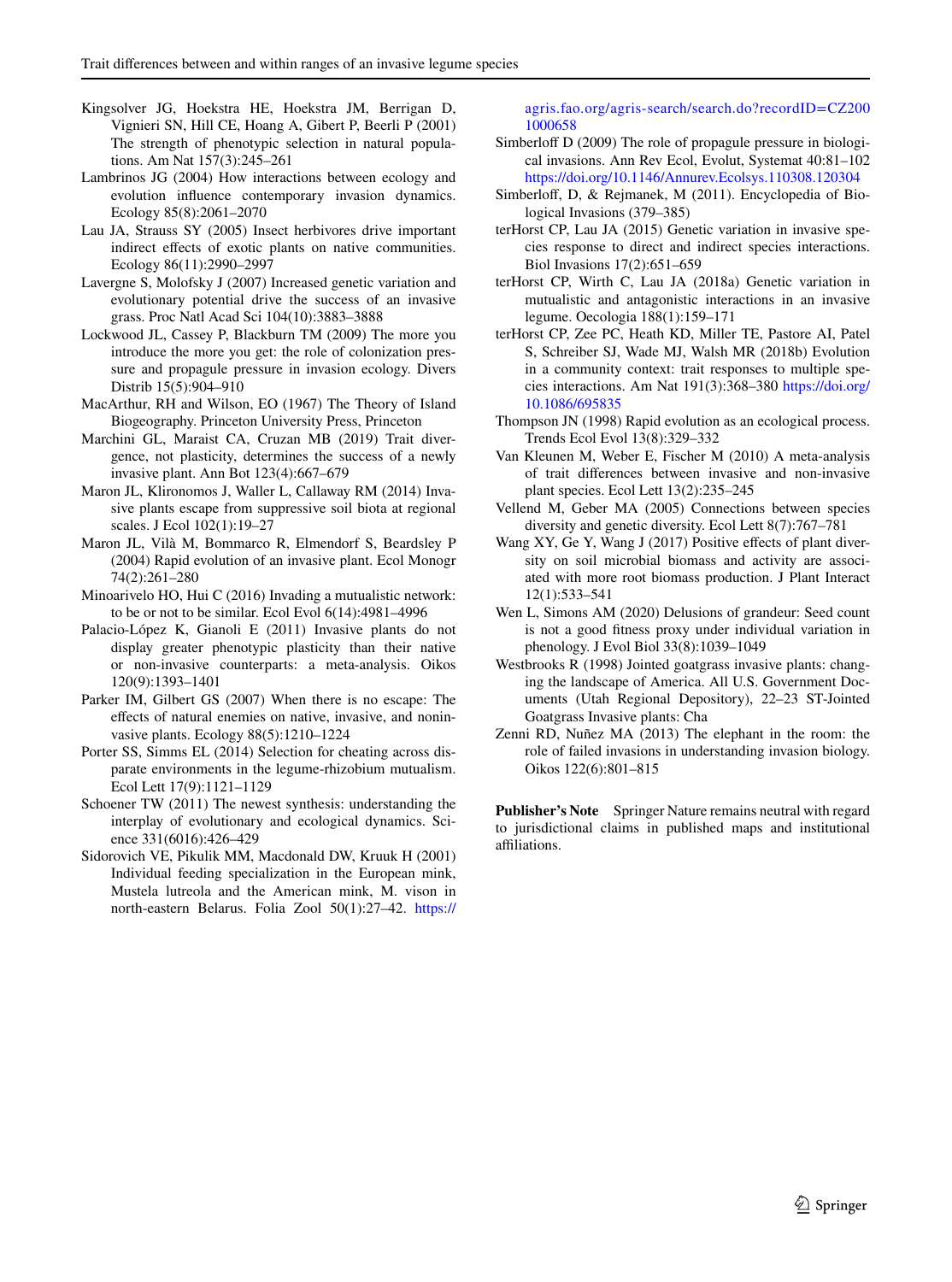Kingsolver JG, Hoekstra HE, Hoekstra JM, Berrigan D, Vignieri SN, Hill CE, Hoang A, Gibert P, Beerli P (2001) The strength of phenotypic selection in natural populations. Am Nat 157(3):245–261

Lambrinos JG (2004) How interactions between ecology and evolution influence contemporary invasion dynamics. Ecology 85(8):2061–2070

Lau JA, Strauss SY (2005) Insect herbivores drive important indirect effects of exotic plants on native communities. Ecology 86(11):2990–2997

Lavergne S, Molofsky J (2007) Increased genetic variation and evolutionary potential drive the success of an invasive grass. Proc Natl Acad Sci 104(10):3883–3888

Lockwood JL, Cassey P, Blackburn TM (2009) The more you introduce the more you get: the role of colonization pressure and propagule pressure in invasion ecology. Divers Distrib 15(5):904–910

MacArthur, RH and Wilson, EO (1967) The Theory of Island Biogeography. Princeton University Press, Princeton

Marchini GL, Maraist CA, Cruzan MB (2019) Trait divergence, not plasticity, determines the success of a newly invasive plant. Ann Bot 123(4):667–679

Maron JL, Klironomos J, Waller L, Callaway RM (2014) Invasive plants escape from suppressive soil biota at regional scales. J Ecol 102(1):19–27

Maron JL, Vilà M, Bommarco R, Elmendorf S, Beardsley P (2004) Rapid evolution of an invasive plant. Ecol Monogr 74(2):261–280

Minoarivelo HO, Hui C (2016) Invading a mutualistic network: to be or not to be similar. Ecol Evol 6(14):4981–4996

Palacio-López K, Gianoli E (2011) Invasive plants do not display greater phenotypic plasticity than their native or non-invasive counterparts: a meta-analysis. Oikos 120(9):1393–1401

Parker IM, Gilbert GS (2007) When there is no escape: The effects of natural enemies on native, invasive, and noninvasive plants. Ecology 88(5):1210–1224

Porter SS, Simms EL (2014) Selection for cheating across disparate environments in the legume-rhizobium mutualism. Ecol Lett 17(9):1121–1129

Schoener TW (2011) The newest synthesis: understanding the interplay of evolutionary and ecological dynamics. Science 331(6016):426–429

Sidorovich VE, Pikulik MM, Macdonald DW, Kruuk H (2001) Individual feeding specialization in the European mink, Mustela lutreola and the American mink, M. vison in north-eastern Belarus. Folia Zool 50(1):27–42. https://agris.fao.org/agris-search/search.do?recordID=CZ2001000658

Simberloff D (2009) The role of propagule pressure in biological invasions. Ann Rev Ecol, Evolut, Systemat 40:81–102 https://doi.org/10.1146/Annurev.Ecolsys.110308.120304

Simberloff, D, & Rejmanek, M (2011). Encyclopedia of Biological Invasions (379–385)

terHorst CP, Lau JA (2015) Genetic variation in invasive species response to direct and indirect species interactions. Biol Invasions 17(2):651–659

terHorst CP, Wirth C, Lau JA (2018a) Genetic variation in mutualistic and antagonistic interactions in an invasive legume. Oecologia 188(1):159–171

terHorst CP, Zee PC, Heath KD, Miller TE, Pastore AI, Patel S, Schreiber SJ, Wade MJ, Walsh MR (2018b) Evolution in a community context: trait responses to multiple species interactions. Am Nat 191(3):368–380 https://doi.org/10.1086/695835

Thompson JN (1998) Rapid evolution as an ecological process. Trends Ecol Evol 13(8):329–332

Van Kleunen M, Weber E, Fischer M (2010) A meta-analysis of trait differences between invasive and non-invasive plant species. Ecol Lett 13(2):235–245

Vellend M, Geber MA (2005) Connections between species diversity and genetic diversity. Ecol Lett 8(7):767–781

Wang XY, Ge Y, Wang J (2017) Positive effects of plant diversity on soil microbial biomass and activity are associated with more root biomass production. J Plant Interact 12(1):533–541

Wen L, Simons AM (2020) Delusions of grandeur: Seed count is not a good fitness proxy under individual variation in phenology. J Evol Biol 33(8):1039–1049

Westbrooks R (1998) Jointed goatgrass invasive plants: changing the landscape of America. All U.S. Government Documents (Utah Regional Depository), 22–23 ST-Jointed Goatgrass Invasive plants: Cha

Zenni RD, Nuñez MA (2013) The elephant in the room: the role of failed invasions in understanding invasion biology. Oikos 122(6):801–815

**Publisher's Note** Springer Nature remains neutral with regard to jurisdictional claims in published maps and institutional affiliations.